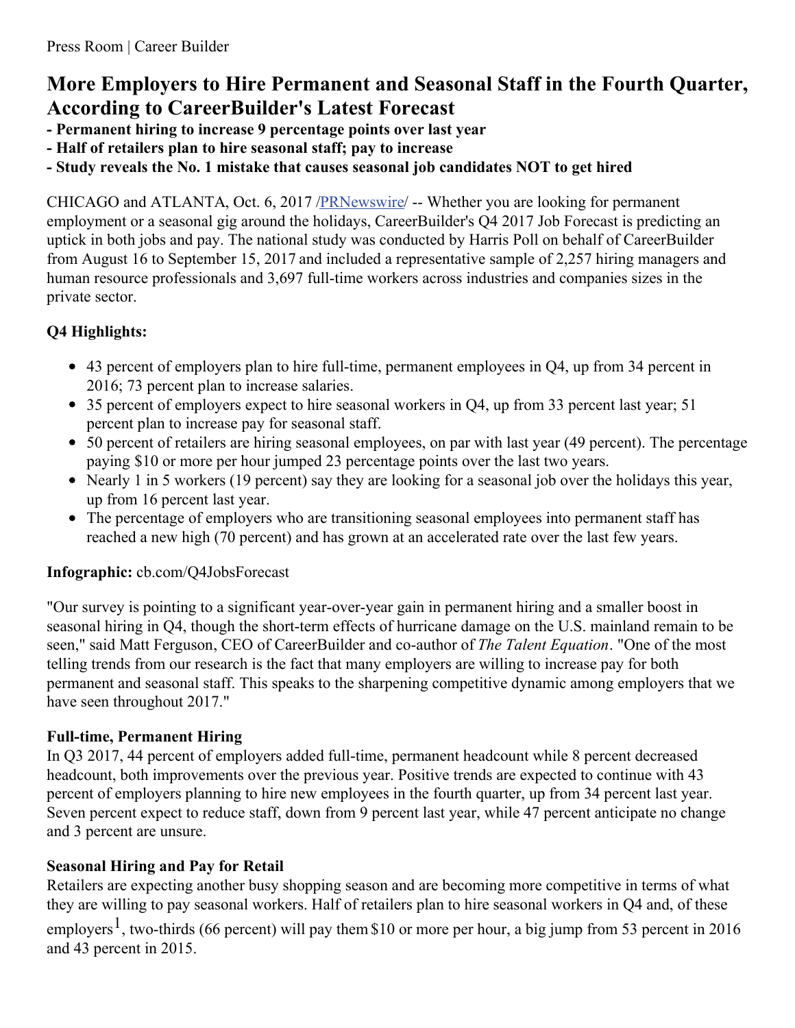Press Room | Career Builder

# More Employers to Hire Permanent and Seasonal Staff in the Fourth Quarter, According to CareerBuilder's Latest Forecast

**- Permanent hiring to increase 9 percentage points over last year**
**- Half of retailers plan to hire seasonal staff; pay to increase**
**- Study reveals the No. 1 mistake that causes seasonal job candidates NOT to get hired**

CHICAGO and ATLANTA, Oct. 6, 2017 /PRNewswire/ -- Whether you are looking for permanent employment or a seasonal gig around the holidays, CareerBuilder's Q4 2017 Job Forecast is predicting an uptick in both jobs and pay. The national study was conducted by Harris Poll on behalf of CareerBuilder from August 16 to September 15, 2017 and included a representative sample of 2,257 hiring managers and human resource professionals and 3,697 full-time workers across industries and companies sizes in the private sector.

**Q4 Highlights:**

- 43 percent of employers plan to hire full-time, permanent employees in Q4, up from 34 percent in 2016; 73 percent plan to increase salaries.
- 35 percent of employers expect to hire seasonal workers in Q4, up from 33 percent last year; 51 percent plan to increase pay for seasonal staff.
- 50 percent of retailers are hiring seasonal employees, on par with last year (49 percent). The percentage paying $10 or more per hour jumped 23 percentage points over the last two years.
- Nearly 1 in 5 workers (19 percent) say they are looking for a seasonal job over the holidays this year, up from 16 percent last year.
- The percentage of employers who are transitioning seasonal employees into permanent staff has reached a new high (70 percent) and has grown at an accelerated rate over the last few years.

**Infographic:** cb.com/Q4JobsForecast

"Our survey is pointing to a significant year-over-year gain in permanent hiring and a smaller boost in seasonal hiring in Q4, though the short-term effects of hurricane damage on the U.S. mainland remain to be seen," said Matt Ferguson, CEO of CareerBuilder and co-author of *The Talent Equation*. "One of the most telling trends from our research is the fact that many employers are willing to increase pay for both permanent and seasonal staff. This speaks to the sharpening competitive dynamic among employers that we have seen throughout 2017."

**Full-time, Permanent Hiring**

In Q3 2017, 44 percent of employers added full-time, permanent headcount while 8 percent decreased headcount, both improvements over the previous year. Positive trends are expected to continue with 43 percent of employers planning to hire new employees in the fourth quarter, up from 34 percent last year. Seven percent expect to reduce staff, down from 9 percent last year, while 47 percent anticipate no change and 3 percent are unsure.

**Seasonal Hiring and Pay for Retail**

Retailers are expecting another busy shopping season and are becoming more competitive in terms of what they are willing to pay seasonal workers. Half of retailers plan to hire seasonal workers in Q4 and, of these employers[1], two-thirds (66 percent) will pay them $10 or more per hour, a big jump from 53 percent in 2016 and 43 percent in 2015.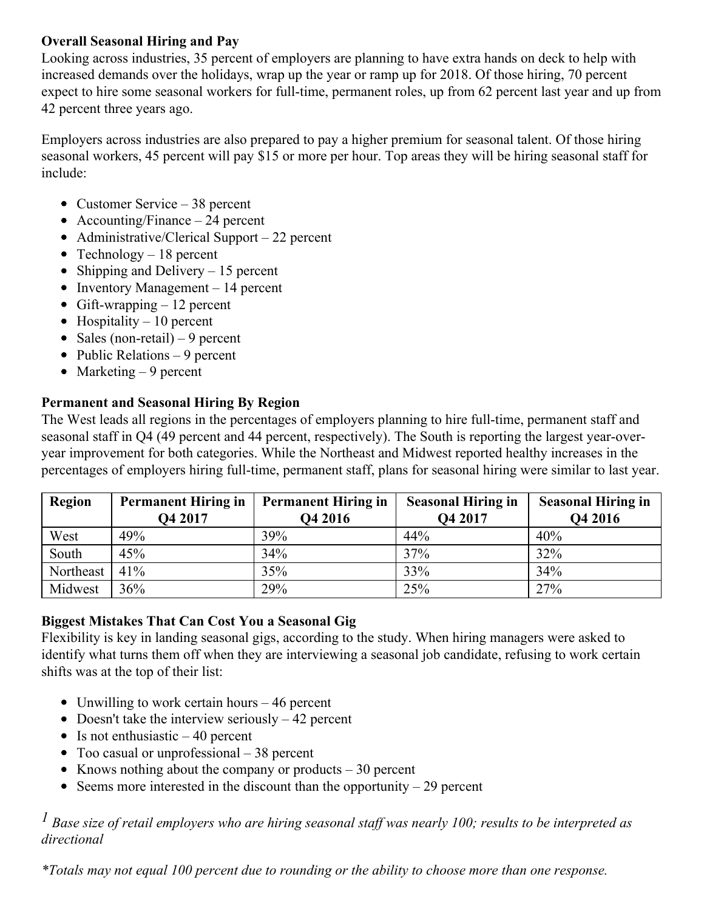**Overall Seasonal Hiring and Pay**

Looking across industries, 35 percent of employers are planning to have extra hands on deck to help with increased demands over the holidays, wrap up the year or ramp up for 2018. Of those hiring, 70 percent expect to hire some seasonal workers for full-time, permanent roles, up from 62 percent last year and up from 42 percent three years ago.

Employers across industries are also prepared to pay a higher premium for seasonal talent. Of those hiring seasonal workers, 45 percent will pay $15 or more per hour. Top areas they will be hiring seasonal staff for include:

- Customer Service – 38 percent
- Accounting/Finance – 24 percent
- Administrative/Clerical Support – 22 percent
- Technology – 18 percent
- Shipping and Delivery – 15 percent
- Inventory Management – 14 percent
- Gift-wrapping – 12 percent
- Hospitality – 10 percent
- Sales (non-retail) – 9 percent
- Public Relations – 9 percent
- Marketing – 9 percent

**Permanent and Seasonal Hiring By Region**

The West leads all regions in the percentages of employers planning to hire full-time, permanent staff and seasonal staff in Q4 (49 percent and 44 percent, respectively). The South is reporting the largest year-over-year improvement for both categories. While the Northeast and Midwest reported healthy increases in the percentages of employers hiring full-time, permanent staff, plans for seasonal hiring were similar to last year.

| Region | Permanent Hiring in Q4 2017 | Permanent Hiring in Q4 2016 | Seasonal Hiring in Q4 2017 | Seasonal Hiring in Q4 2016 |
|---|---|---|---|---|
| West | 49% | 39% | 44% | 40% |
| South | 45% | 34% | 37% | 32% |
| Northeast | 41% | 35% | 33% | 34% |
| Midwest | 36% | 29% | 25% | 27% |

**Biggest Mistakes That Can Cost You a Seasonal Gig**

Flexibility is key in landing seasonal gigs, according to the study. When hiring managers were asked to identify what turns them off when they are interviewing a seasonal job candidate, refusing to work certain shifts was at the top of their list:

- Unwilling to work certain hours – 46 percent
- Doesn't take the interview seriously – 42 percent
- Is not enthusiastic – 40 percent
- Too casual or unprofessional – 38 percent
- Knows nothing about the company or products – 30 percent
- Seems more interested in the discount than the opportunity – 29 percent

[1] *Base size of retail employers who are hiring seasonal staff was nearly 100; results to be interpreted as directional*

*\*Totals may not equal 100 percent due to rounding or the ability to choose more than one response.*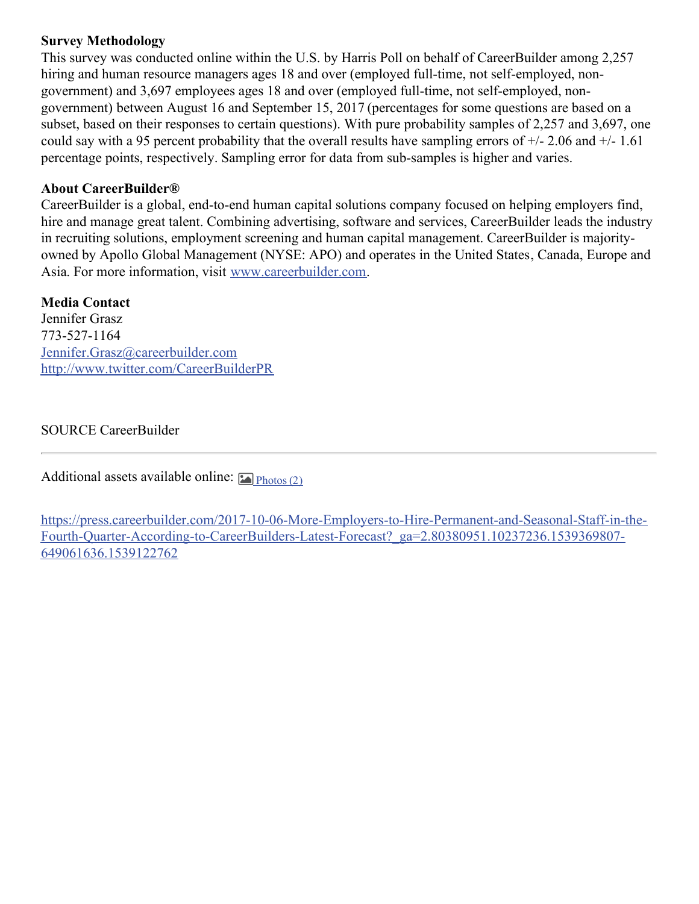**Survey Methodology**

This survey was conducted online within the U.S. by Harris Poll on behalf of CareerBuilder among 2,257 hiring and human resource managers ages 18 and over (employed full-time, not self-employed, non-government) and 3,697 employees ages 18 and over (employed full-time, not self-employed, non-government) between August 16 and September 15, 2017 (percentages for some questions are based on a subset, based on their responses to certain questions). With pure probability samples of 2,257 and 3,697, one could say with a 95 percent probability that the overall results have sampling errors of +/- 2.06 and +/- 1.61 percentage points, respectively. Sampling error for data from sub-samples is higher and varies.

**About CareerBuilder®**

CareerBuilder is a global, end-to-end human capital solutions company focused on helping employers find, hire and manage great talent. Combining advertising, software and services, CareerBuilder leads the industry in recruiting solutions, employment screening and human capital management. CareerBuilder is majority-owned by Apollo Global Management (NYSE: APO) and operates in the United States, Canada, Europe and Asia. For more information, visit [www.careerbuilder.com](http://www.careerbuilder.com).

**Media Contact**

Jennifer Grasz
773-527-1164
[Jennifer.Grasz@careerbuilder.com](mailto:Jennifer.Grasz@careerbuilder.com)
[http://www.twitter.com/CareerBuilderPR](http://www.twitter.com/CareerBuilderPR)

SOURCE CareerBuilder

---

Additional assets available online: Photos (2)

[https://press.careerbuilder.com/2017-10-06-More-Employers-to-Hire-Permanent-and-Seasonal-Staff-in-the-Fourth-Quarter-According-to-CareerBuilders-Latest-Forecast?_ga=2.80380951.10237236.1539369807-649061636.1539122762](https://press.careerbuilder.com/2017-10-06-More-Employers-to-Hire-Permanent-and-Seasonal-Staff-in-the-Fourth-Quarter-According-to-CareerBuilders-Latest-Forecast?_ga=2.80380951.10237236.1539369807-649061636.1539122762)